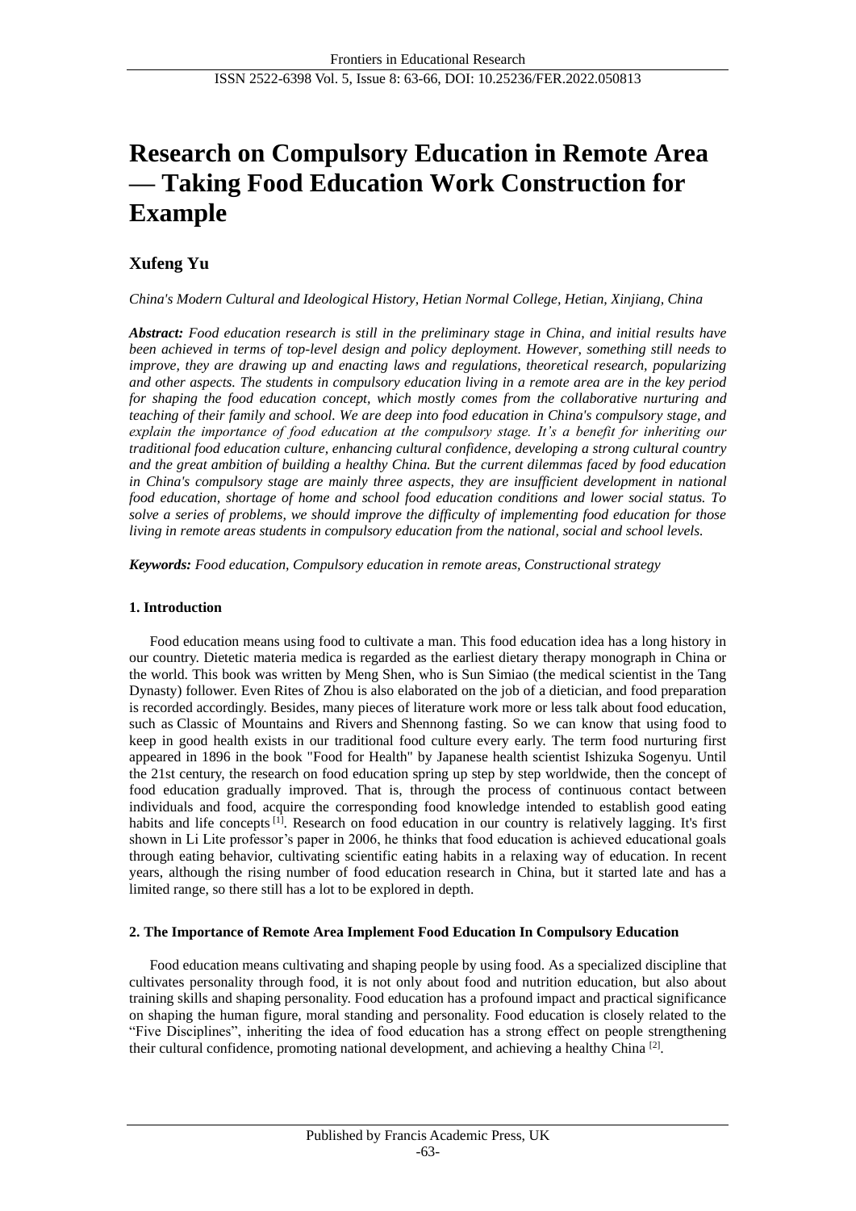# Research on Compulsory Education in Remote Area — Taking Food Education Work Construction for Example

**Xufeng Yu**

*China's Modern Cultural and Ideological History, Hetian Normal College, Hetian, Xinjiang, China*

***Abstract:*** *Food education research is still in the preliminary stage in China, and initial results have been achieved in terms of top-level design and policy deployment. However, something still needs to improve, they are drawing up and enacting laws and regulations, theoretical research, popularizing and other aspects. The students in compulsory education living in a remote area are in the key period for shaping the food education concept, which mostly comes from the collaborative nurturing and teaching of their family and school. We are deep into food education in China's compulsory stage, and explain the importance of food education at the compulsory stage. It's a benefit for inheriting our traditional food education culture, enhancing cultural confidence, developing a strong cultural country and the great ambition of building a healthy China. But the current dilemmas faced by food education in China's compulsory stage are mainly three aspects, they are insufficient development in national food education, shortage of home and school food education conditions and lower social status. To solve a series of problems, we should improve the difficulty of implementing food education for those living in remote areas students in compulsory education from the national, social and school levels.*

***Keywords:*** *Food education, Compulsory education in remote areas, Constructional strategy*

## 1. Introduction

Food education means using food to cultivate a man. This food education idea has a long history in our country. Dietetic materia medica is regarded as the earliest dietary therapy monograph in China or the world. This book was written by Meng Shen, who is Sun Simiao (the medical scientist in the Tang Dynasty) follower. Even Rites of Zhou is also elaborated on the job of a dietician, and food preparation is recorded accordingly. Besides, many pieces of literature work more or less talk about food education, such as Classic of Mountains and Rivers and Shennong fasting. So we can know that using food to keep in good health exists in our traditional food culture every early. The term food nurturing first appeared in 1896 in the book "Food for Health" by Japanese health scientist Ishizuka Sogenyu. Until the 21st century, the research on food education spring up step by step worldwide, then the concept of food education gradually improved. That is, through the process of continuous contact between individuals and food, acquire the corresponding food knowledge intended to establish good eating habits and life concepts [1]. Research on food education in our country is relatively lagging. It's first shown in Li Lite professor's paper in 2006, he thinks that food education is achieved educational goals through eating behavior, cultivating scientific eating habits in a relaxing way of education. In recent years, although the rising number of food education research in China, but it started late and has a limited range, so there still has a lot to be explored in depth.

## 2. The Importance of Remote Area Implement Food Education In Compulsory Education

Food education means cultivating and shaping people by using food. As a specialized discipline that cultivates personality through food, it is not only about food and nutrition education, but also about training skills and shaping personality. Food education has a profound impact and practical significance on shaping the human figure, moral standing and personality. Food education is closely related to the "Five Disciplines", inheriting the idea of food education has a strong effect on people strengthening their cultural confidence, promoting national development, and achieving a healthy China [2].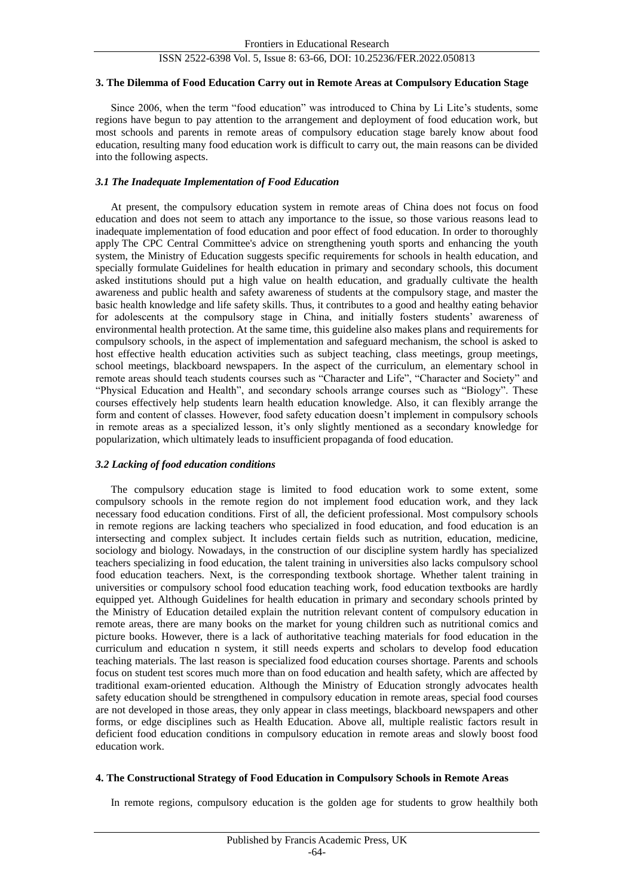## 3. The Dilemma of Food Education Carry out in Remote Areas at Compulsory Education Stage

Since 2006, when the term "food education" was introduced to China by Li Lite's students, some regions have begun to pay attention to the arrangement and deployment of food education work, but most schools and parents in remote areas of compulsory education stage barely know about food education, resulting many food education work is difficult to carry out, the main reasons can be divided into the following aspects.

### *3.1 The Inadequate Implementation of Food Education*

At present, the compulsory education system in remote areas of China does not focus on food education and does not seem to attach any importance to the issue, so those various reasons lead to inadequate implementation of food education and poor effect of food education. In order to thoroughly apply The CPC Central Committee's advice on strengthening youth sports and enhancing the youth system, the Ministry of Education suggests specific requirements for schools in health education, and specially formulate Guidelines for health education in primary and secondary schools, this document asked institutions should put a high value on health education, and gradually cultivate the health awareness and public health and safety awareness of students at the compulsory stage, and master the basic health knowledge and life safety skills. Thus, it contributes to a good and healthy eating behavior for adolescents at the compulsory stage in China, and initially fosters students' awareness of environmental health protection. At the same time, this guideline also makes plans and requirements for compulsory schools, in the aspect of implementation and safeguard mechanism, the school is asked to host effective health education activities such as subject teaching, class meetings, group meetings, school meetings, blackboard newspapers. In the aspect of the curriculum, an elementary school in remote areas should teach students courses such as "Character and Life", "Character and Society" and "Physical Education and Health", and secondary schools arrange courses such as "Biology". These courses effectively help students learn health education knowledge. Also, it can flexibly arrange the form and content of classes. However, food safety education doesn't implement in compulsory schools in remote areas as a specialized lesson, it's only slightly mentioned as a secondary knowledge for popularization, which ultimately leads to insufficient propaganda of food education.

### *3.2 Lacking of food education conditions*

The compulsory education stage is limited to food education work to some extent, some compulsory schools in the remote region do not implement food education work, and they lack necessary food education conditions. First of all, the deficient professional. Most compulsory schools in remote regions are lacking teachers who specialized in food education, and food education is an intersecting and complex subject. It includes certain fields such as nutrition, education, medicine, sociology and biology. Nowadays, in the construction of our discipline system hardly has specialized teachers specializing in food education, the talent training in universities also lacks compulsory school food education teachers. Next, is the corresponding textbook shortage. Whether talent training in universities or compulsory school food education teaching work, food education textbooks are hardly equipped yet. Although Guidelines for health education in primary and secondary schools printed by the Ministry of Education detailed explain the nutrition relevant content of compulsory education in remote areas, there are many books on the market for young children such as nutritional comics and picture books. However, there is a lack of authoritative teaching materials for food education in the curriculum and education n system, it still needs experts and scholars to develop food education teaching materials. The last reason is specialized food education courses shortage. Parents and schools focus on student test scores much more than on food education and health safety, which are affected by traditional exam-oriented education. Although the Ministry of Education strongly advocates health safety education should be strengthened in compulsory education in remote areas, special food courses are not developed in those areas, they only appear in class meetings, blackboard newspapers and other forms, or edge disciplines such as Health Education. Above all, multiple realistic factors result in deficient food education conditions in compulsory education in remote areas and slowly boost food education work.

## 4. The Constructional Strategy of Food Education in Compulsory Schools in Remote Areas

In remote regions, compulsory education is the golden age for students to grow healthily both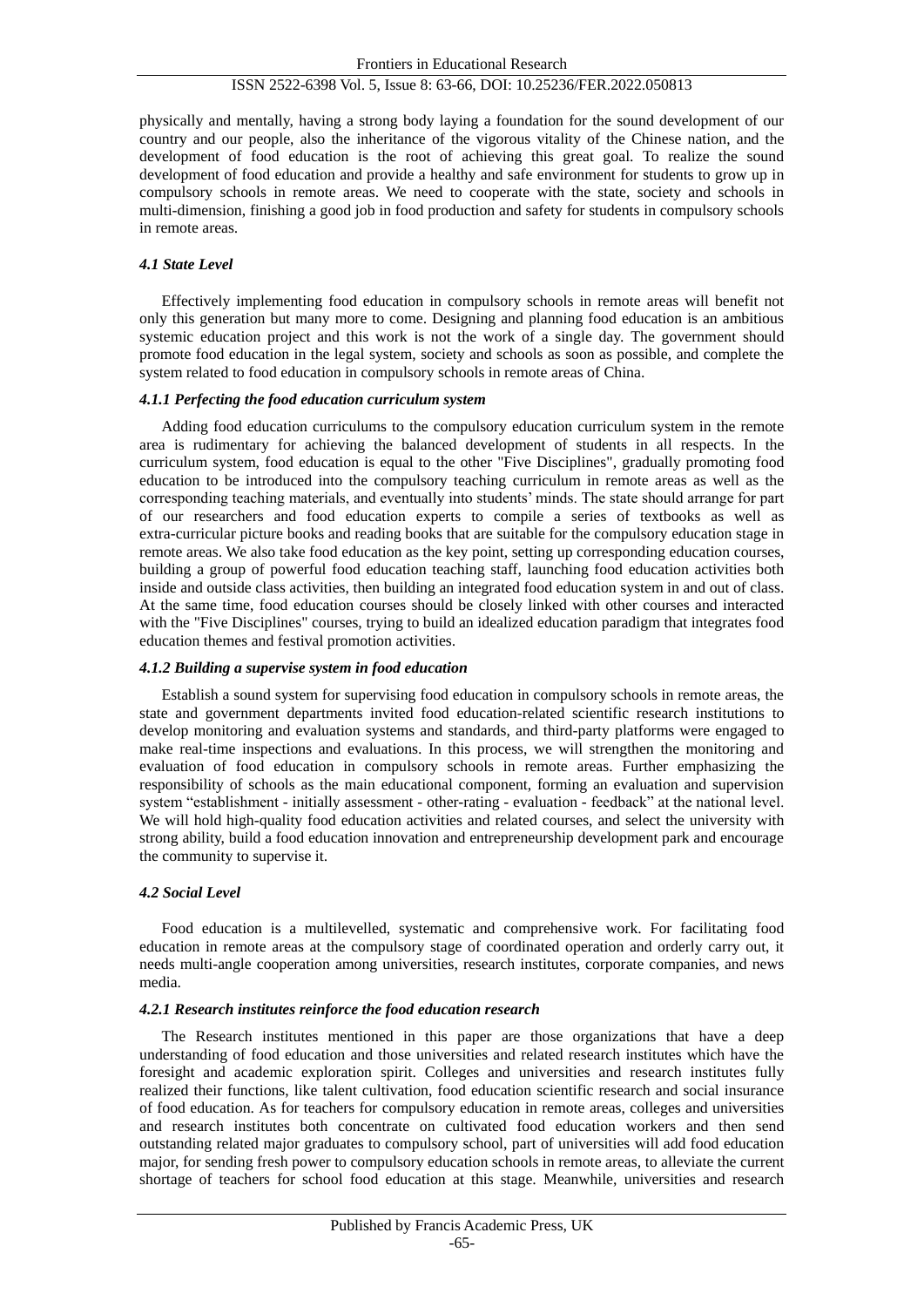physically and mentally, having a strong body laying a foundation for the sound development of our country and our people, also the inheritance of the vigorous vitality of the Chinese nation, and the development of food education is the root of achieving this great goal. To realize the sound development of food education and provide a healthy and safe environment for students to grow up in compulsory schools in remote areas. We need to cooperate with the state, society and schools in multi-dimension, finishing a good job in food production and safety for students in compulsory schools in remote areas.

### *4.1 State Level*

Effectively implementing food education in compulsory schools in remote areas will benefit not only this generation but many more to come. Designing and planning food education is an ambitious systemic education project and this work is not the work of a single day. The government should promote food education in the legal system, society and schools as soon as possible, and complete the system related to food education in compulsory schools in remote areas of China.

#### *4.1.1 Perfecting the food education curriculum system*

Adding food education curriculums to the compulsory education curriculum system in the remote area is rudimentary for achieving the balanced development of students in all respects. In the curriculum system, food education is equal to the other "Five Disciplines", gradually promoting food education to be introduced into the compulsory teaching curriculum in remote areas as well as the corresponding teaching materials, and eventually into students' minds. The state should arrange for part of our researchers and food education experts to compile a series of textbooks as well as extra-curricular picture books and reading books that are suitable for the compulsory education stage in remote areas. We also take food education as the key point, setting up corresponding education courses, building a group of powerful food education teaching staff, launching food education activities both inside and outside class activities, then building an integrated food education system in and out of class. At the same time, food education courses should be closely linked with other courses and interacted with the "Five Disciplines" courses, trying to build an idealized education paradigm that integrates food education themes and festival promotion activities.

#### *4.1.2 Building a supervise system in food education*

Establish a sound system for supervising food education in compulsory schools in remote areas, the state and government departments invited food education-related scientific research institutions to develop monitoring and evaluation systems and standards, and third-party platforms were engaged to make real-time inspections and evaluations. In this process, we will strengthen the monitoring and evaluation of food education in compulsory schools in remote areas. Further emphasizing the responsibility of schools as the main educational component, forming an evaluation and supervision system "establishment - initially assessment - other-rating - evaluation - feedback" at the national level. We will hold high-quality food education activities and related courses, and select the university with strong ability, build a food education innovation and entrepreneurship development park and encourage the community to supervise it.

### *4.2 Social Level*

Food education is a multilevelled, systematic and comprehensive work. For facilitating food education in remote areas at the compulsory stage of coordinated operation and orderly carry out, it needs multi-angle cooperation among universities, research institutes, corporate companies, and news media.

#### *4.2.1 Research institutes reinforce the food education research*

The Research institutes mentioned in this paper are those organizations that have a deep understanding of food education and those universities and related research institutes which have the foresight and academic exploration spirit. Colleges and universities and research institutes fully realized their functions, like talent cultivation, food education scientific research and social insurance of food education. As for teachers for compulsory education in remote areas, colleges and universities and research institutes both concentrate on cultivated food education workers and then send outstanding related major graduates to compulsory school, part of universities will add food education major, for sending fresh power to compulsory education schools in remote areas, to alleviate the current shortage of teachers for school food education at this stage. Meanwhile, universities and research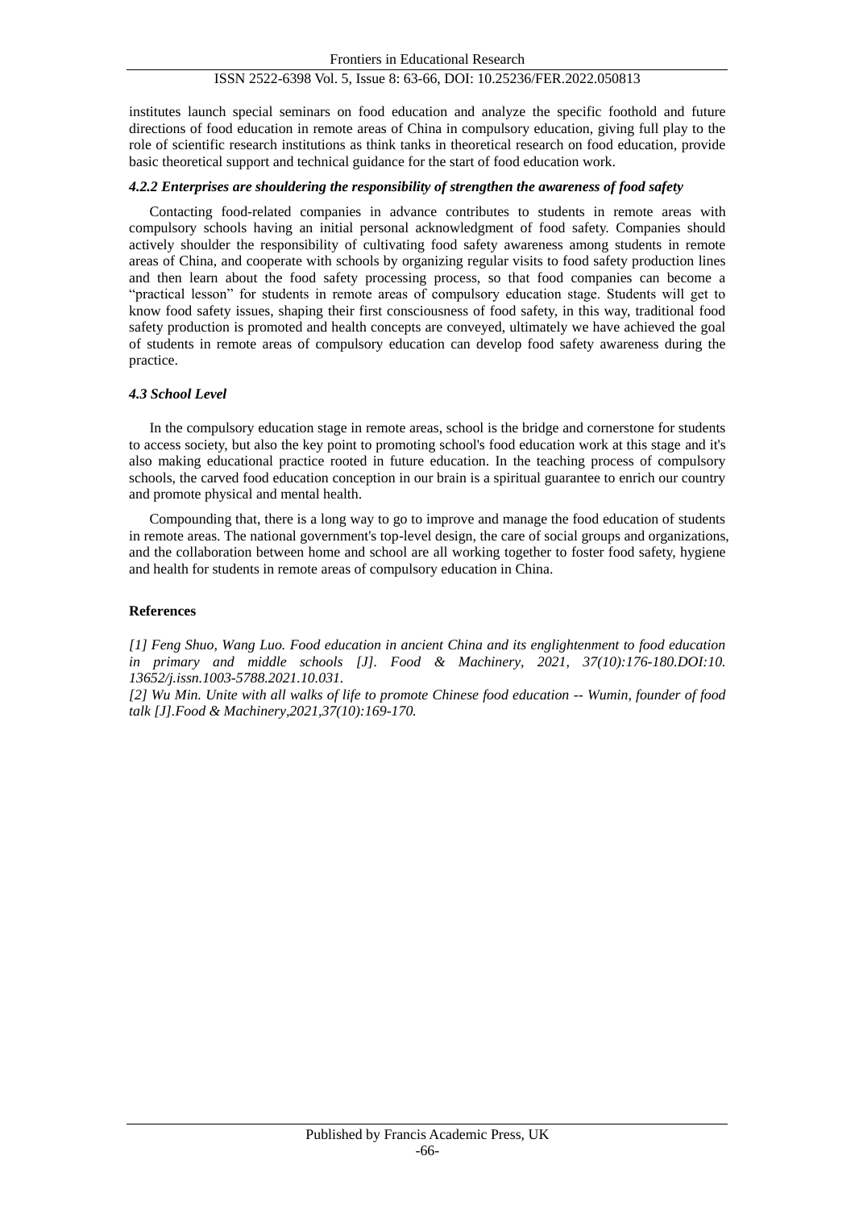institutes launch special seminars on food education and analyze the specific foothold and future directions of food education in remote areas of China in compulsory education, giving full play to the role of scientific research institutions as think tanks in theoretical research on food education, provide basic theoretical support and technical guidance for the start of food education work.

#### *4.2.2 Enterprises are shouldering the responsibility of strengthen the awareness of food safety*

Contacting food-related companies in advance contributes to students in remote areas with compulsory schools having an initial personal acknowledgment of food safety. Companies should actively shoulder the responsibility of cultivating food safety awareness among students in remote areas of China, and cooperate with schools by organizing regular visits to food safety production lines and then learn about the food safety processing process, so that food companies can become a "practical lesson" for students in remote areas of compulsory education stage. Students will get to know food safety issues, shaping their first consciousness of food safety, in this way, traditional food safety production is promoted and health concepts are conveyed, ultimately we have achieved the goal of students in remote areas of compulsory education can develop food safety awareness during the practice.

### *4.3 School Level*

In the compulsory education stage in remote areas, school is the bridge and cornerstone for students to access society, but also the key point to promoting school's food education work at this stage and it's also making educational practice rooted in future education. In the teaching process of compulsory schools, the carved food education conception in our brain is a spiritual guarantee to enrich our country and promote physical and mental health.

Compounding that, there is a long way to go to improve and manage the food education of students in remote areas. The national government's top-level design, the care of social groups and organizations, and the collaboration between home and school are all working together to foster food safety, hygiene and health for students in remote areas of compulsory education in China.

## References

*[1] Feng Shuo, Wang Luo. Food education in ancient China and its englightenment to food education in primary and middle schools [J]. Food & Machinery, 2021, 37(10):176-180.DOI:10. 13652/j.issn.1003-5788.2021.10.031.*

*[2] Wu Min. Unite with all walks of life to promote Chinese food education -- Wumin, founder of food talk [J].Food & Machinery,2021,37(10):169-170.*